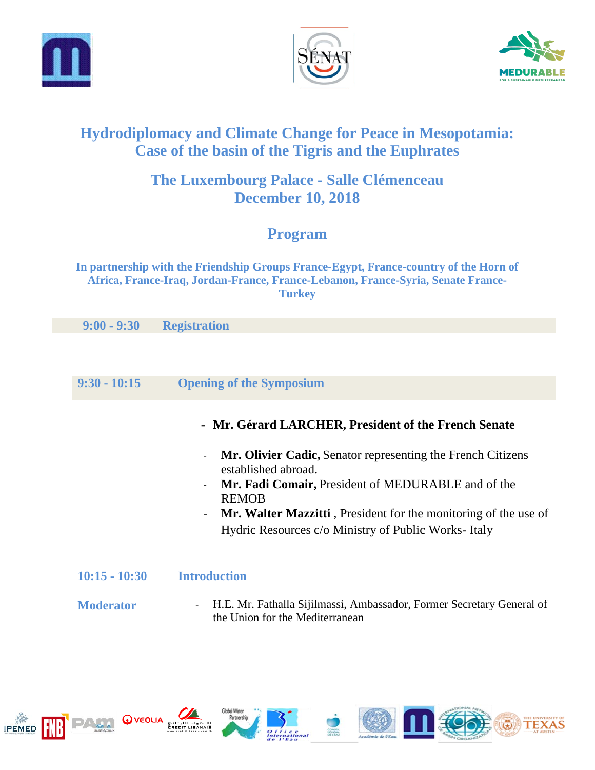# Hydrodiplomacy and Climate Change for Peace in Mesopotamia: Case of the basin of the Tigris and the Euphrates

## The Luxembourg Palace - Salle Clémenceau
## December 10, 2018

## Program

**In partnership with the Friendship Groups France-Egypt, France-country of the Horn of Africa, France-Iraq, Jordan-France, France-Lebanon, France-Syria, Senate France-Turkey**

**9:00 - 9:30 Registration**

**9:30 - 10:15 Opening of the Symposium**

- **Mr. Gérard LARCHER, President of the French Senate**

- **Mr. Olivier Cadic,** Senator representing the French Citizens established abroad.
- **Mr. Fadi Comair,** President of MEDURABLE and of the REMOB
- **Mr. Walter Mazzitti** , President for the monitoring of the use of Hydric Resources c/o Ministry of Public Works- Italy

**10:15 - 10:30 Introduction**

**Moderator**

- H.E. Mr. Fathalla Sijilmassi, Ambassador, Former Secretary General of the Union for the Mediterranean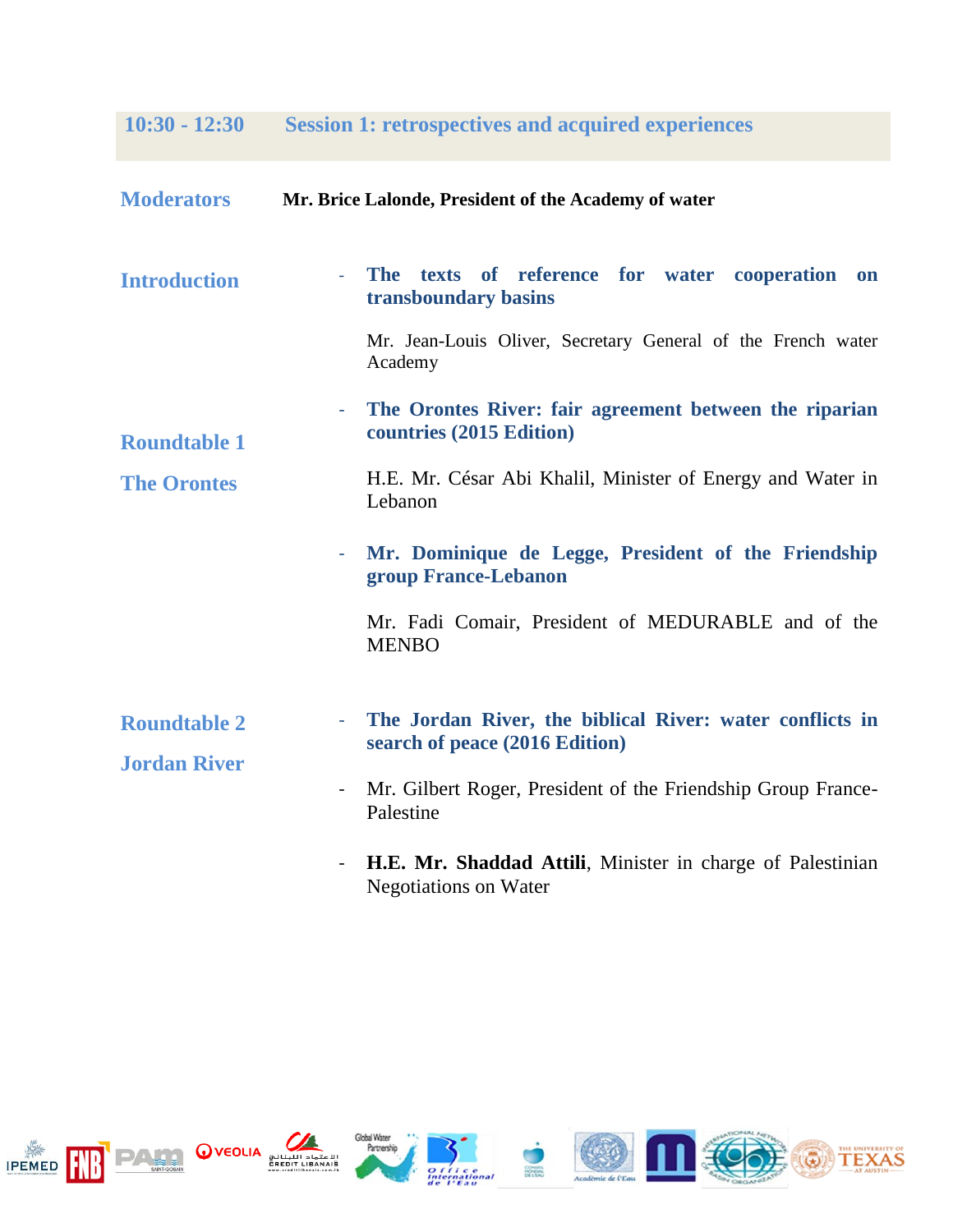## 10:30 - 12:30 Session 1: retrospectives and acquired experiences

**Moderators** **Mr. Brice Lalonde, President of the Academy of water**

**Introduction**

- **The texts of reference for water cooperation on transboundary basins**

  Mr. Jean-Louis Oliver, Secretary General of the French water Academy

**Roundtable 1**

**The Orontes**

- **The Orontes River: fair agreement between the riparian countries (2015 Edition)**

  H.E. Mr. César Abi Khalil, Minister of Energy and Water in Lebanon

- **Mr. Dominique de Legge, President of the Friendship group France-Lebanon**

  Mr. Fadi Comair, President of MEDURABLE and of the MENBO

**Roundtable 2**

**Jordan River**

- **The Jordan River, the biblical River: water conflicts in search of peace (2016 Edition)**
- Mr. Gilbert Roger, President of the Friendship Group France-Palestine
- **H.E. Mr. Shaddad Attili**, Minister in charge of Palestinian Negotiations on Water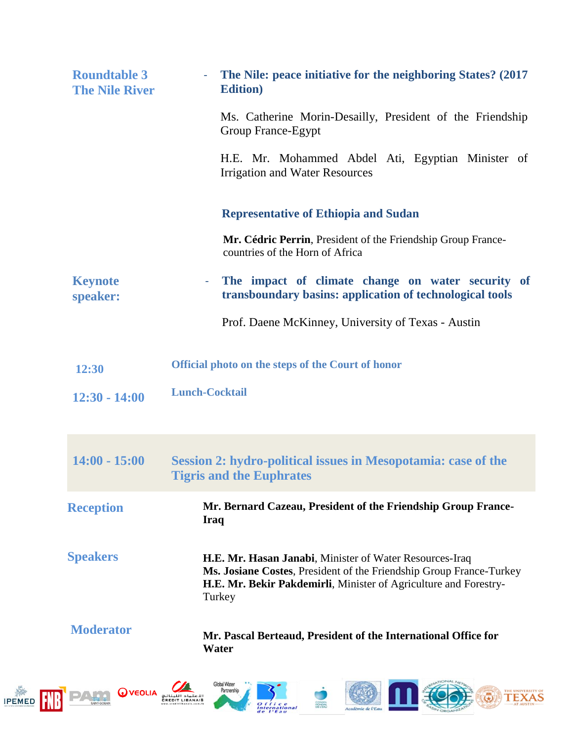**Roundtable 3**
**The Nile River**

- **The Nile: peace initiative for the neighboring States? (2017 Edition)**

Ms. Catherine Morin-Desailly, President of the Friendship Group France-Egypt

H.E. Mr. Mohammed Abdel Ati, Egyptian Minister of Irrigation and Water Resources

**Representative of Ethiopia and Sudan**

**Mr. Cédric Perrin**, President of the Friendship Group France-countries of the Horn of Africa

**Keynote speaker:**

- **The impact of climate change on water security of transboundary basins: application of technological tools**

Prof. Daene McKinney, University of Texas - Austin

**12:30** — **Official photo on the steps of the Court of honor**

**12:30 - 14:00** — **Lunch-Cocktail**

## 14:00 - 15:00 — Session 2: hydro-political issues in Mesopotamia: case of the Tigris and the Euphrates

**Reception**

**Mr. Bernard Cazeau, President of the Friendship Group France-Iraq**

**Speakers**

**H.E. Mr. Hasan Janabi**, Minister of Water Resources-Iraq
**Ms. Josiane Costes**, President of the Friendship Group France-Turkey
**H.E. Mr. Bekir Pakdemirli**, Minister of Agriculture and Forestry-Turkey

**Moderator**

**Mr. Pascal Berteaud, President of the International Office for Water**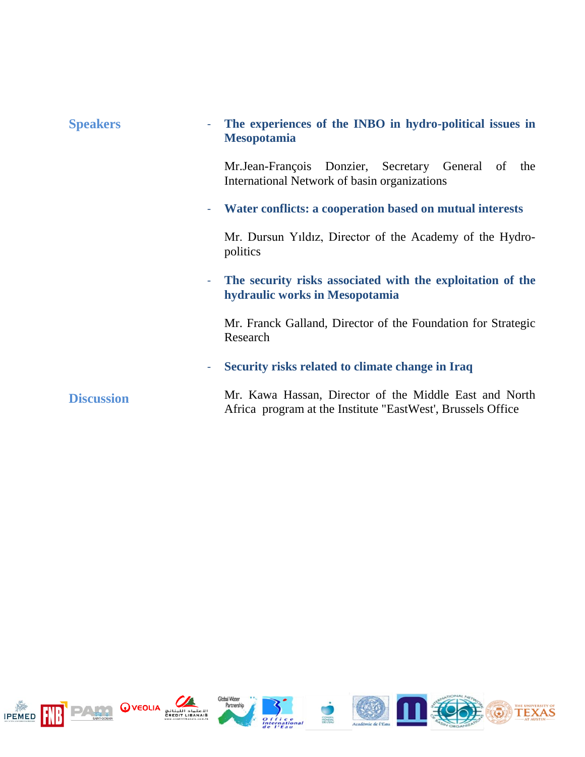**Speakers**

- **The experiences of the INBO in hydro-political issues in Mesopotamia**

  Mr.Jean-François Donzier, Secretary General of the International Network of basin organizations

- **Water conflicts: a cooperation based on mutual interests**

  Mr. Dursun Yıldız, Director of the Academy of the Hydro-politics

- **The security risks associated with the exploitation of the hydraulic works in Mesopotamia**

  Mr. Franck Galland, Director of the Foundation for Strategic Research

- **Security risks related to climate change in Iraq**

  Mr. Kawa Hassan, Director of the Middle East and North Africa program at the Institute "EastWest', Brussels Office

**Discussion**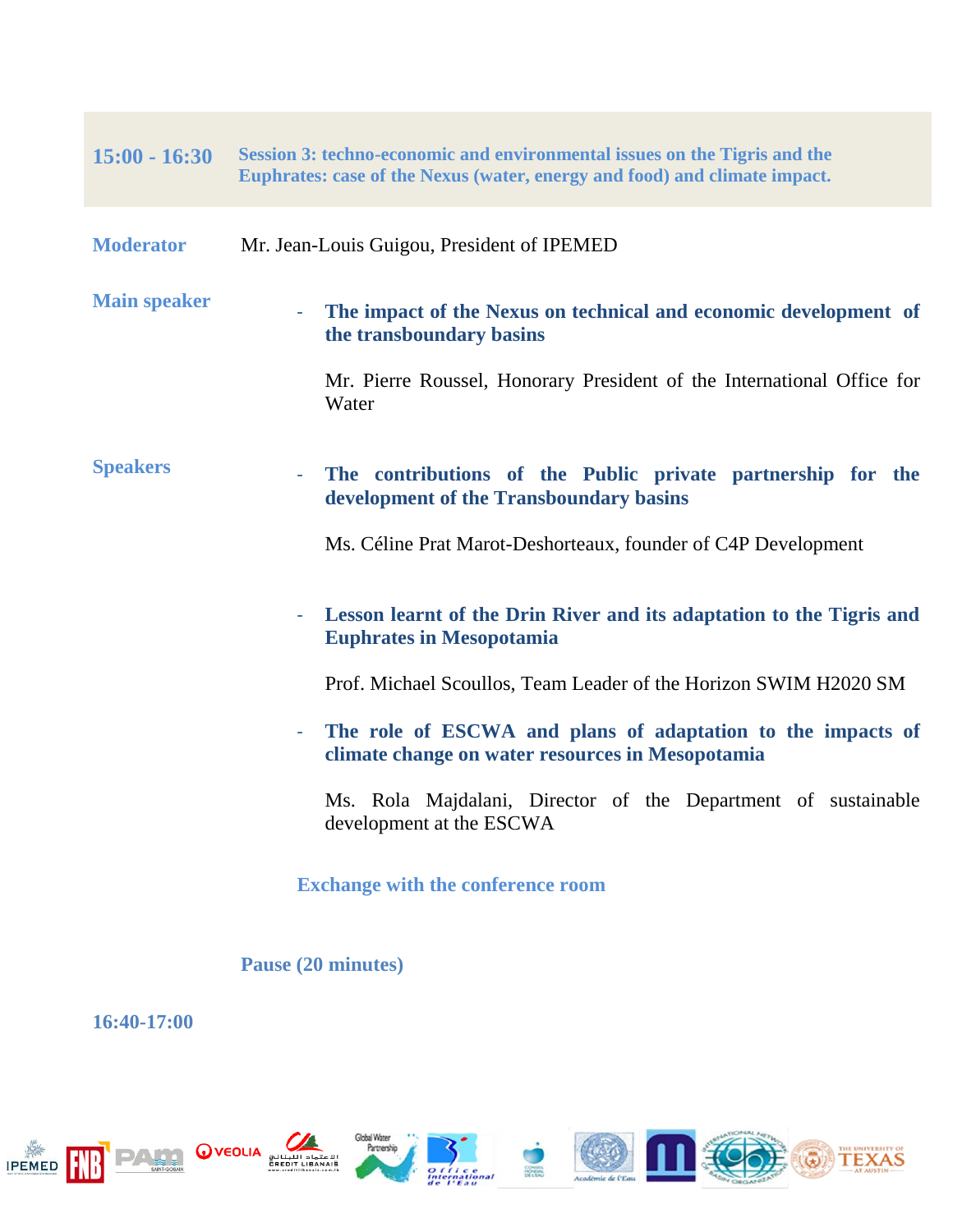**15:00 - 16:30** **Session 3: techno-economic and environmental issues on the Tigris and the Euphrates: case of the Nexus (water, energy and food) and climate impact.**

**Moderator** Mr. Jean-Louis Guigou, President of IPEMED

**Main speaker**

- **The impact of the Nexus on technical and economic development of the transboundary basins**

  Mr. Pierre Roussel, Honorary President of the International Office for Water

**Speakers**

- **The contributions of the Public private partnership for the development of the Transboundary basins**

  Ms. Céline Prat Marot-Deshorteaux, founder of C4P Development

- **Lesson learnt of the Drin River and its adaptation to the Tigris and Euphrates in Mesopotamia**

  Prof. Michael Scoullos, Team Leader of the Horizon SWIM H2020 SM

- **The role of ESCWA and plans of adaptation to the impacts of climate change on water resources in Mesopotamia**

  Ms. Rola Majdalani, Director of the Department of sustainable development at the ESCWA

**Exchange with the conference room**

**Pause (20 minutes)**

**16:40-17:00**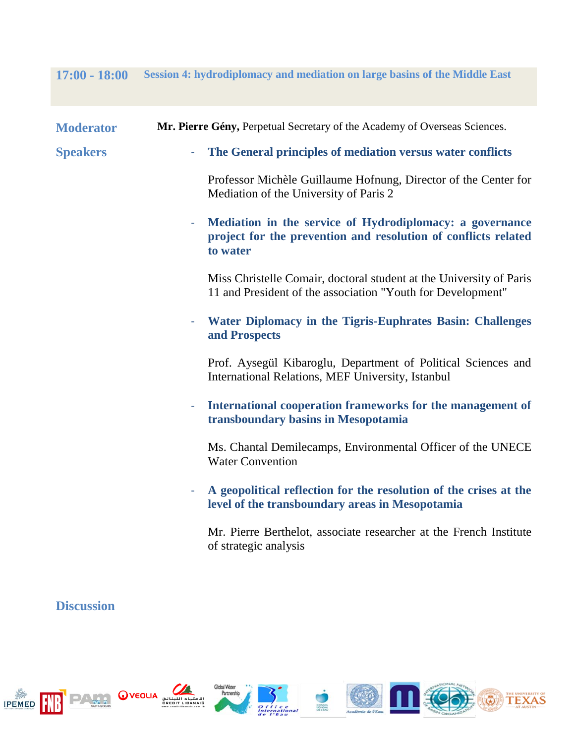## 17:00 - 18:00 Session 4: hydrodiplomacy and mediation on large basins of the Middle East

**Moderator** **Mr. Pierre Gény,** Perpetual Secretary of the Academy of Overseas Sciences.

**Speakers**

- **The General principles of mediation versus water conflicts**

  Professor Michèle Guillaume Hofnung, Director of the Center for Mediation of the University of Paris 2

- **Mediation in the service of Hydrodiplomacy: a governance project for the prevention and resolution of conflicts related to water**

  Miss Christelle Comair, doctoral student at the University of Paris 11 and President of the association "Youth for Development"

- **Water Diplomacy in the Tigris-Euphrates Basin: Challenges and Prospects**

  Prof. Aysegül Kibaroglu, Department of Political Sciences and International Relations, MEF University, Istanbul

- **International cooperation frameworks for the management of transboundary basins in Mesopotamia**

  Ms. Chantal Demilecamps, Environmental Officer of the UNECE Water Convention

- **A geopolitical reflection for the resolution of the crises at the level of the transboundary areas in Mesopotamia**

  Mr. Pierre Berthelot, associate researcher at the French Institute of strategic analysis

**Discussion**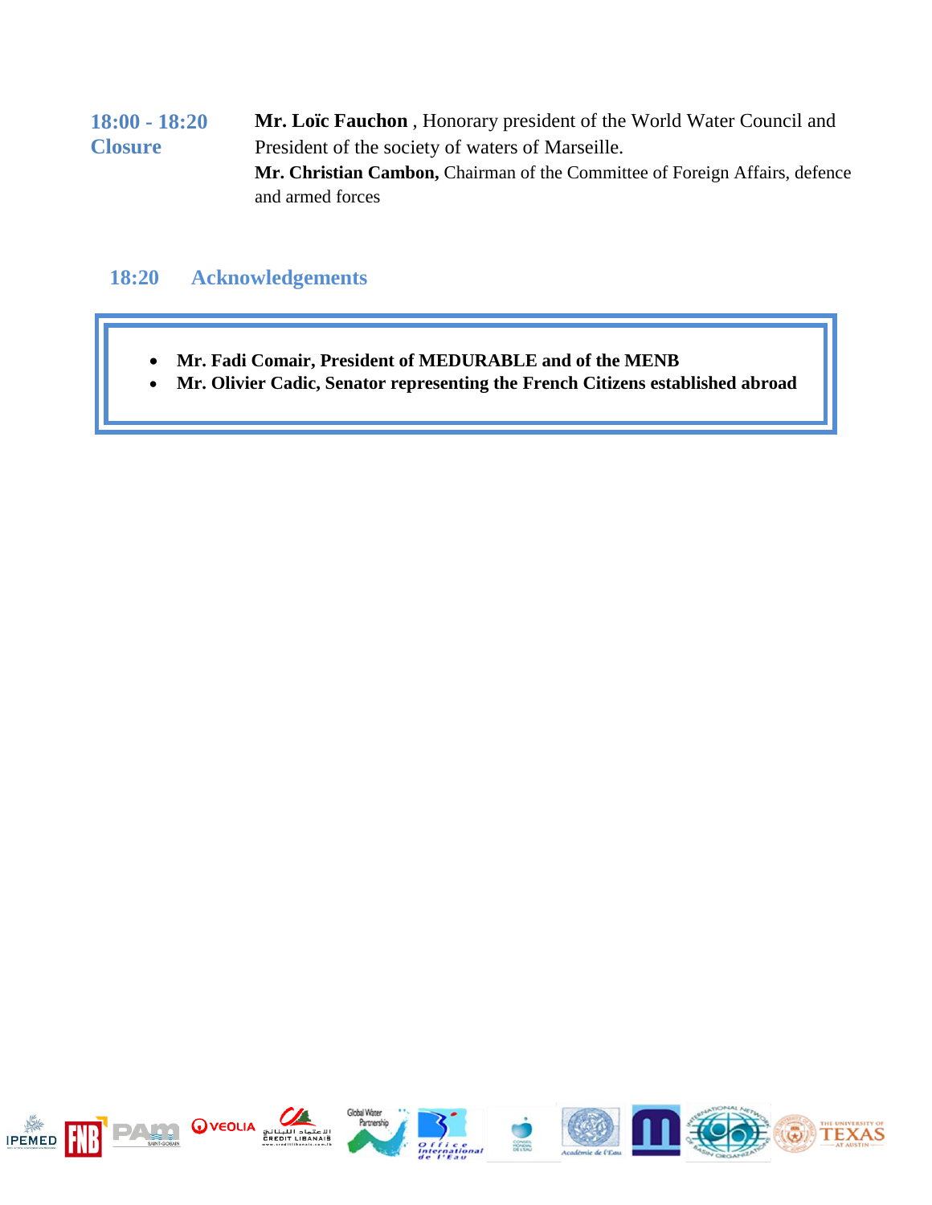**18:00 - 18:20 Closure**

**Mr. Loïc Fauchon** , Honorary president of the World Water Council and President of the society of waters of Marseille.

**Mr. Christian Cambon,** Chairman of the Committee of Foreign Affairs, defence and armed forces

## 18:20 Acknowledgements

- **Mr. Fadi Comair, President of MEDURABLE and of the MENB**
- **Mr. Olivier Cadic, Senator representing the French Citizens established abroad**